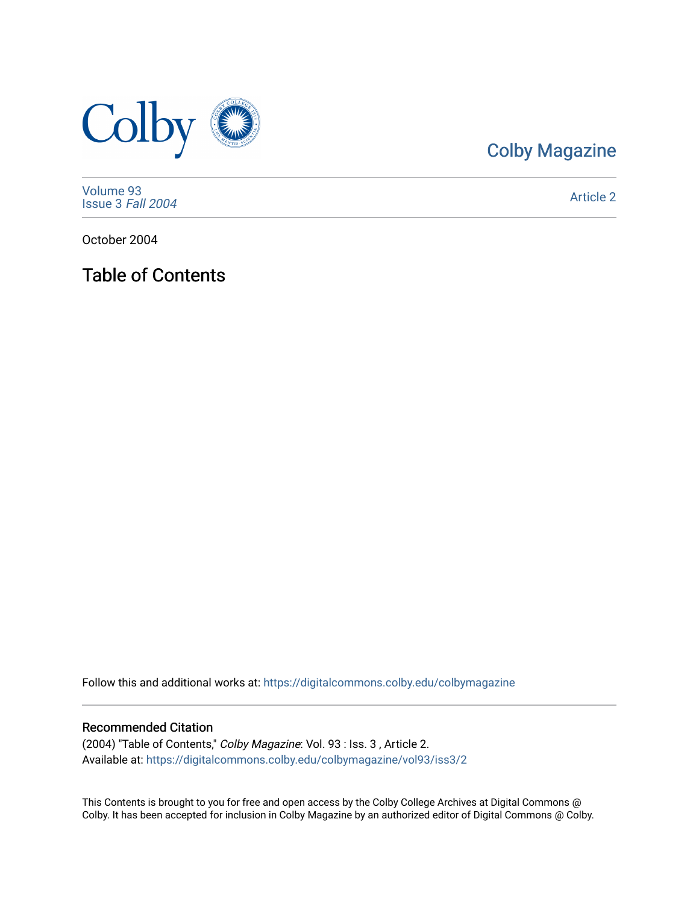Colby Magazine

Volume 93
Issue 3 *Fall 2004*

Article 2

October 2004

# Table of Contents

Follow this and additional works at: https://digitalcommons.colby.edu/colbymagazine

## Recommended Citation

(2004) "Table of Contents," *Colby Magazine*: Vol. 93 : Iss. 3 , Article 2.
Available at: https://digitalcommons.colby.edu/colbymagazine/vol93/iss3/2

This Contents is brought to you for free and open access by the Colby College Archives at Digital Commons @ Colby. It has been accepted for inclusion in Colby Magazine by an authorized editor of Digital Commons @ Colby.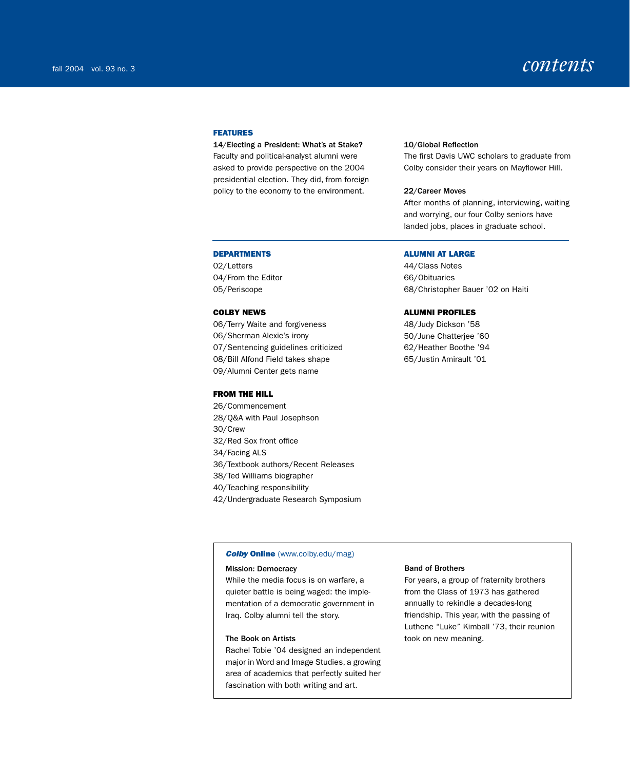fall 2004 vol. 93 no. 3

# contents

## FEATURES

**14/Electing a President: What's at Stake?**
Faculty and political-analyst alumni were asked to provide perspective on the 2004 presidential election. They did, from foreign policy to the economy to the environment.

**10/Global Reflection**
The first Davis UWC scholars to graduate from Colby consider their years on Mayflower Hill.

**22/Career Moves**
After months of planning, interviewing, waiting and worrying, our four Colby seniors have landed jobs, places in graduate school.

## DEPARTMENTS

02/Letters
04/From the Editor
05/Periscope

## COLBY NEWS

06/Terry Waite and forgiveness
06/Sherman Alexie's irony
07/Sentencing guidelines criticized
08/Bill Alfond Field takes shape
09/Alumni Center gets name

## FROM THE HILL

26/Commencement
28/Q&A with Paul Josephson
30/Crew
32/Red Sox front office
34/Facing ALS
36/Textbook authors/Recent Releases
38/Ted Williams biographer
40/Teaching responsibility
42/Undergraduate Research Symposium

## ALUMNI AT LARGE

44/Class Notes
66/Obituaries
68/Christopher Bauer '02 on Haiti

## ALUMNI PROFILES

48/Judy Dickson '58
50/June Chatterjee '60
62/Heather Boothe '94
65/Justin Amirault '01

## *Colby* Online (www.colby.edu/mag)

**Mission: Democracy**
While the media focus is on warfare, a quieter battle is being waged: the implementation of a democratic government in Iraq. Colby alumni tell the story.

**The Book on Artists**
Rachel Tobie '04 designed an independent major in Word and Image Studies, a growing area of academics that perfectly suited her fascination with both writing and art.

**Band of Brothers**
For years, a group of fraternity brothers from the Class of 1973 has gathered annually to rekindle a decades-long friendship. This year, with the passing of Luthene "Luke" Kimball '73, their reunion took on new meaning.